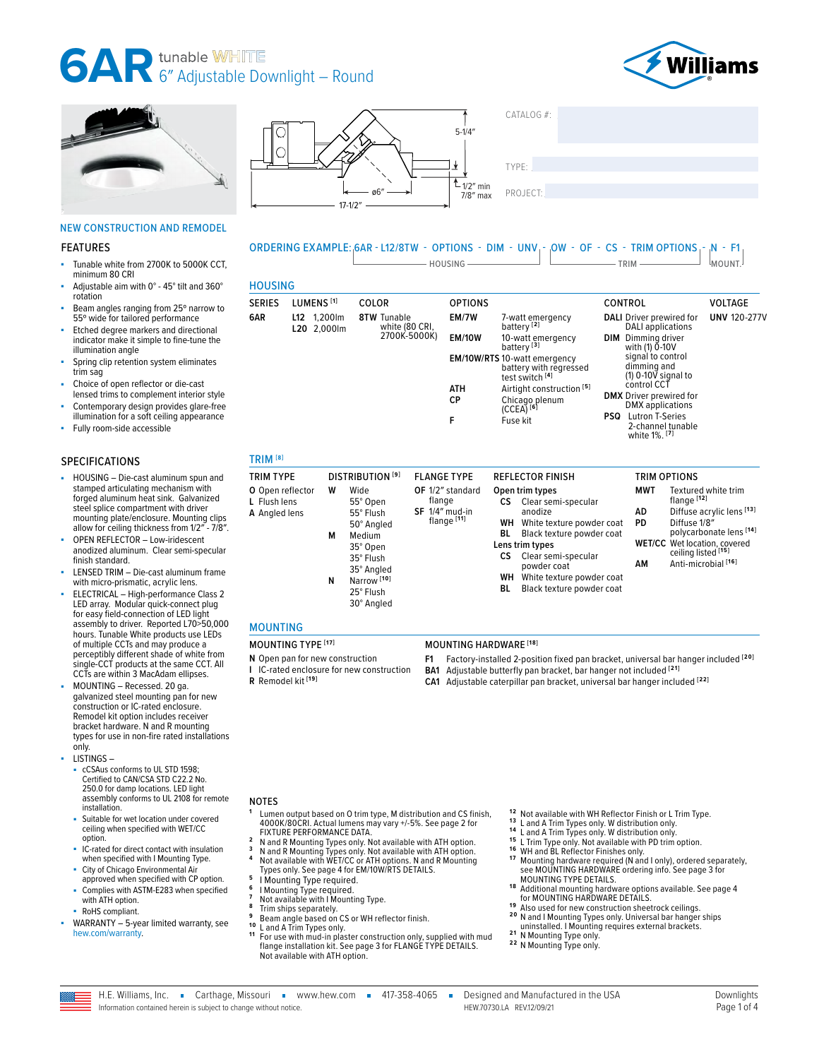# 6AR tunable WHITE 6" Adjustable Downlight – Round

Williams

CATALOG #:

TYPE:

PROJECT:

5-1/4"

ø6"

17-1/2"

1/2" min
7/8" max

NEW CONSTRUCTION AND REMODEL

## FEATURES

- Tunable white from 2700K to 5000K CCT, minimum 80 CRI
- Adjustable aim with 0° - 45° tilt and 360° rotation
- Beam angles ranging from 25° narrow to 55° wide for tailored performance
- Etched degree markers and directional indicator make it simple to fine-tune the illumination angle
- Spring clip retention system eliminates trim sag
- Choice of open reflector or die-cast lensed trims to complement interior style
- Contemporary design provides glare-free illumination for a soft ceiling appearance
- Fully room-side accessible

## SPECIFICATIONS

- HOUSING – Die-cast aluminum spun and stamped articulating mechanism with forged aluminum heat sink. Galvanized steel splice compartment with driver mounting plate/enclosure. Mounting clips allow for ceiling thickness from 1/2" - 7/8".
- OPEN REFLECTOR – Low-iridescent anodized aluminum. Clear semi-specular finish standard.
- LENSED TRIM – Die-cast aluminum frame with micro-prismatic, acrylic lens.
- ELECTRICAL – High-performance Class 2 LED array. Modular quick-connect plug for easy field-connection of LED light assembly to driver. Reported L70>50,000 hours. Tunable White products use LEDs of multiple CCTs and may produce a perceptibly different shade of white from single-CCT products at the same CCT. All CCTs are within 3 MacAdam ellipses.
- MOUNTING – Recessed. 20 ga. galvanized steel mounting pan for new construction or IC-rated enclosure. Remodel kit option includes receiver bracket hardware. N and R mounting types for use in non-fire rated installations only.
- LISTINGS –
  - cCSAus conforms to UL STD 1598; Certified to CAN/CSA STD C22.2 No. 250.0 for damp locations. LED light assembly conforms to UL 2108 for remote installation.
  - Suitable for wet location under covered ceiling when specified with WET/CC option.
  - IC-rated for direct contact with insulation when specified with I Mounting Type.
  - City of Chicago Environmental Air approved when specified with CP option.
  - Complies with ASTM-E283 when specified with ATH option.
  - RoHS compliant.
- WARRANTY – 5-year limited warranty, see hew.com/warranty.

## ORDERING EXAMPLE: 6AR - L12/8TW - OPTIONS - DIM - UNV - OW - OF - CS - TRIM OPTIONS - N - F1

(HOUSING: 6AR - L12/8TW - OPTIONS - DIM - UNV; TRIM: OW - OF - CS - TRIM OPTIONS; MOUNT.: N - F1)

### HOUSING

| SERIES | LUMENS [1] | COLOR | OPTIONS | CONTROL | VOLTAGE |
|---|---|---|---|---|---|
| **6AR** | **L12** 1,200lm<br>**L20** 2,000lm | **8TW** Tunable white (80 CRI, 2700K-5000K) | **EM/7W** 7-watt emergency battery [2]<br>**EM/10W** 10-watt emergency battery [3]<br>**EM/10W/RTS** 10-watt emergency battery with regressed test switch [4]<br>**ATH** Airtight construction [5]<br>**CP** Chicago plenum (CCEA) [6]<br>**F** Fuse kit | **DALI** Driver prewired for DALI applications<br>**DIM** Dimming driver with (1) 0-10V signal to control dimming and (1) 0-10V signal to control CCT<br>**DMX** Driver prewired for DMX applications<br>**PSQ** Lutron T-Series 2-channel tunable white 1%. [7] | **UNV** 120-277V |

### TRIM [8]

| TRIM TYPE | DISTRIBUTION [9] | FLANGE TYPE | REFLECTOR FINISH | TRIM OPTIONS |
|---|---|---|---|---|
| **O** Open reflector<br>**L** Flush lens<br>**A** Angled lens | **W** Wide: 55° Open, 55° Flush, 50° Angled<br>**M** Medium: 35° Open, 35° Flush, 35° Angled<br>**N** Narrow [10]: 25° Flush, 30° Angled | **OF** 1/2" standard flange<br>**SF** 1/4" mud-in flange [11] | Open trim types:<br>**CS** Clear semi-specular anodize<br>**WH** White texture powder coat<br>**BL** Black texture powder coat<br>Lens trim types:<br>**CS** Clear semi-specular powder coat<br>**WH** White texture powder coat<br>**BL** Black texture powder coat | **MWT** Textured white trim flange [12]<br>**AD** Diffuse acrylic lens [13]<br>**PD** Diffuse 1/8" polycarbonate lens [14]<br>**WET/CC** Wet location, covered ceiling listed [15]<br>**AM** Anti-microbial [16] |

### MOUNTING

| MOUNTING TYPE [17] | MOUNTING HARDWARE [18] |
|---|---|
| **N** Open pan for new construction<br>**I** IC-rated enclosure for new construction<br>**R** Remodel kit [19] | **F1** Factory-installed 2-position fixed pan bracket, universal bar hanger included [20]<br>**BA1** Adjustable butterfly pan bracket, bar hanger not included [21]<br>**CA1** Adjustable caterpillar pan bracket, universal bar hanger included [22] |

## NOTES

1. Lumen output based on O trim type, M distribution and CS finish, 4000K/80CRI. Actual lumens may vary +/-5%. See page 2 for FIXTURE PERFORMANCE DATA.
2. N and R Mounting Types only. Not available with ATH option.
3. N and R Mounting Types only. Not available with ATH option.
4. Not available with WET/CC or ATH options. N and R Mounting Types only. See page 4 for EM/10W/RTS DETAILS.
5. I Mounting Type required.
6. I Mounting Type required.
7. Not available with I Mounting Type.
8. Trim ships separately.
9. Beam angle based on CS or WH reflector finish.
10. L and A Trim Types only.
11. For use with mud-in plaster construction only, supplied with mud flange installation kit. See page 3 for FLANGE TYPE DETAILS. Not available with ATH option.
12. Not available with WH Reflector Finish or L Trim Type.
13. L and A Trim Types only. W distribution only.
14. L and A Trim Types only. W distribution only.
15. L Trim Type only. Not available with PD trim option.
16. WH and BL Reflector Finishes only.
17. Mounting hardware required (N and I only), ordered separately, see MOUNTING HARDWARE ordering info. See page 3 for MOUNTING TYPE DETAILS.
18. Additional mounting hardware options available. See page 4 for MOUNTING HARDWARE DETAILS.
19. Also used for new construction sheetrock ceilings.
20. N and I Mounting Types only. Universal bar hanger ships uninstalled. I Mounting requires external brackets.
21. N Mounting Type only.
22. N Mounting Type only.

H.E. Williams, Inc. ▪ Carthage, Missouri ▪ www.hew.com ▪ 417-358-4065 ▪ Designed and Manufactured in the USA
Information contained herein is subject to change without notice. HEW.70730.LA REV.12/09/21
Downlights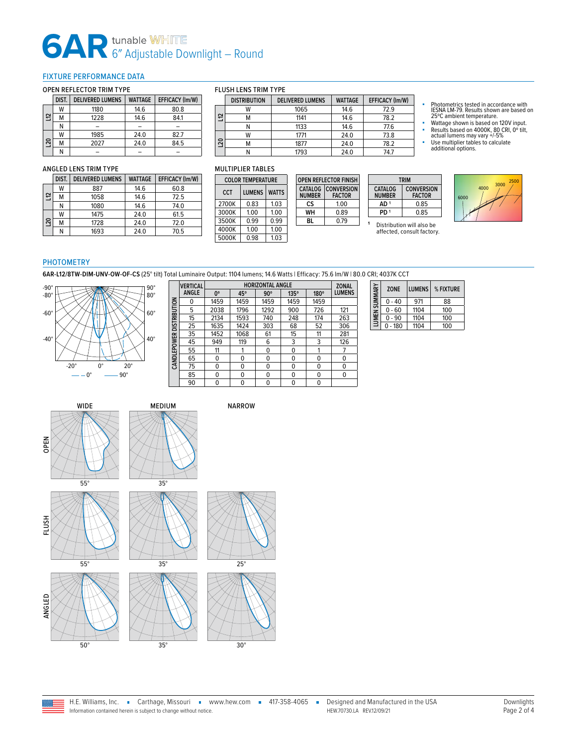# 6AR tunable WHITE 6" Adjustable Downlight – Round

## FIXTURE PERFORMANCE DATA

### OPEN REFLECTOR TRIM TYPE

| | DIST. | DELIVERED LUMENS | WATTAGE | EFFICACY (lm/W) |
|---|---|---|---|---|
| L12 | W | 1180 | 14.6 | 80.8 |
| | M | 1228 | 14.6 | 84.1 |
| | N | – | – | – |
| L20 | W | 1985 | 24.0 | 82.7 |
| | M | 2027 | 24.0 | 84.5 |
| | N | – | – | – |

### FLUSH LENS TRIM TYPE

| | DISTRIBUTION | DELIVERED LUMENS | WATTAGE | EFFICACY (lm/W) |
|---|---|---|---|---|
| L12 | W | 1065 | 14.6 | 72.9 |
| | M | 1141 | 14.6 | 78.2 |
| | N | 1133 | 14.6 | 77.6 |
| L20 | W | 1771 | 24.0 | 73.8 |
| | M | 1877 | 24.0 | 78.2 |
| | N | 1793 | 24.0 | 74.7 |

- Photometrics tested in accordance with IESNA LM-79. Results shown are based on 25ºC ambient temperature.
- Wattage shown is based on 120V input.
- Results based on 4000K, 80 CRI, 0º tilt, actual lumens may vary +/-5%
- Use multiplier tables to calculate additional options.

### ANGLED LENS TRIM TYPE

| | DIST. | DELIVERED LUMENS | WATTAGE | EFFICACY (lm/W) |
|---|---|---|---|---|
| L12 | W | 887 | 14.6 | 60.8 |
| | M | 1058 | 14.6 | 72.5 |
| | N | 1080 | 14.6 | 74.0 |
| L20 | W | 1475 | 24.0 | 61.5 |
| | M | 1728 | 24.0 | 72.0 |
| | N | 1693 | 24.0 | 70.5 |

### MULTIPLIER TABLES

| COLOR TEMPERATURE | | |
|---|---|---|
| CCT | LUMENS | WATTS |
| 2700K | 0.83 | 1.03 |
| 3000K | 1.00 | 1.00 |
| 3500K | 0.99 | 0.99 |
| 4000K | 1.00 | 1.00 |
| 5000K | 0.98 | 1.03 |

| OPEN REFLECTOR FINISH | |
|---|---|
| CATALOG NUMBER | CONVERSION FACTOR |
| CS | 1.00 |
| WH | 0.89 |
| BL | 0.79 |

| TRIM | |
|---|---|
| CATALOG NUMBER | CONVERSION FACTOR |
| AD [1] | 0.85 |
| PD [1] | 0.85 |

[1] Distribution will also be affected, consult factory.

## PHOTOMETRY

**6AR-L12/8TW-DIM-UNV-OW-OF-CS** (25° tilt) Total Luminaire Output: 1104 lumens; 14.6 Watts | Efficacy: 75.6 lm/W | 80.0 CRI; 4037K CCT

— 0°   — 90°

| VERTICAL ANGLE | HORIZONTAL ANGLE 0° | 45° | 90° | 135° | 180° | ZONAL LUMENS |
|---|---|---|---|---|---|---|
| 0 | 1459 | 1459 | 1459 | 1459 | 1459 | |
| 5 | 2038 | 1796 | 1292 | 900 | 726 | 121 |
| 15 | 2134 | 1593 | 740 | 248 | 174 | 263 |
| 25 | 1635 | 1424 | 303 | 68 | 52 | 306 |
| 35 | 1452 | 1068 | 61 | 15 | 11 | 281 |
| 45 | 949 | 119 | 6 | 3 | 3 | 126 |
| 55 | 11 | 1 | 0 | 0 | 1 | 7 |
| 65 | 0 | 0 | 0 | 0 | 0 | 0 |
| 75 | 0 | 0 | 0 | 0 | 0 | 0 |
| 85 | 0 | 0 | 0 | 0 | 0 | 0 |
| 90 | 0 | 0 | 0 | 0 | 0 | |

CANDLEPOWER DISTRIBUTION

| ZONE | LUMENS | % FIXTURE |
|---|---|---|
| 0 - 40 | 971 | 88 |
| 0 - 60 | 1104 | 100 |
| 0 - 90 | 1104 | 100 |
| 0 - 180 | 1104 | 100 |

LUMEN SUMMARY

| | WIDE | MEDIUM | NARROW |
|---|---|---|---|
| OPEN | 55° | 35° | |
| FLUSH | 55° | 35° | 25° |
| ANGLED | 50° | 35° | 30° |

H.E. Williams, Inc. ▪ Carthage, Missouri ▪ www.hew.com ▪ 417-358-4065 ▪ Designed and Manufactured in the USA
Information contained herein is subject to change without notice. HEW.70730.LA REV.12/09/21
Downlights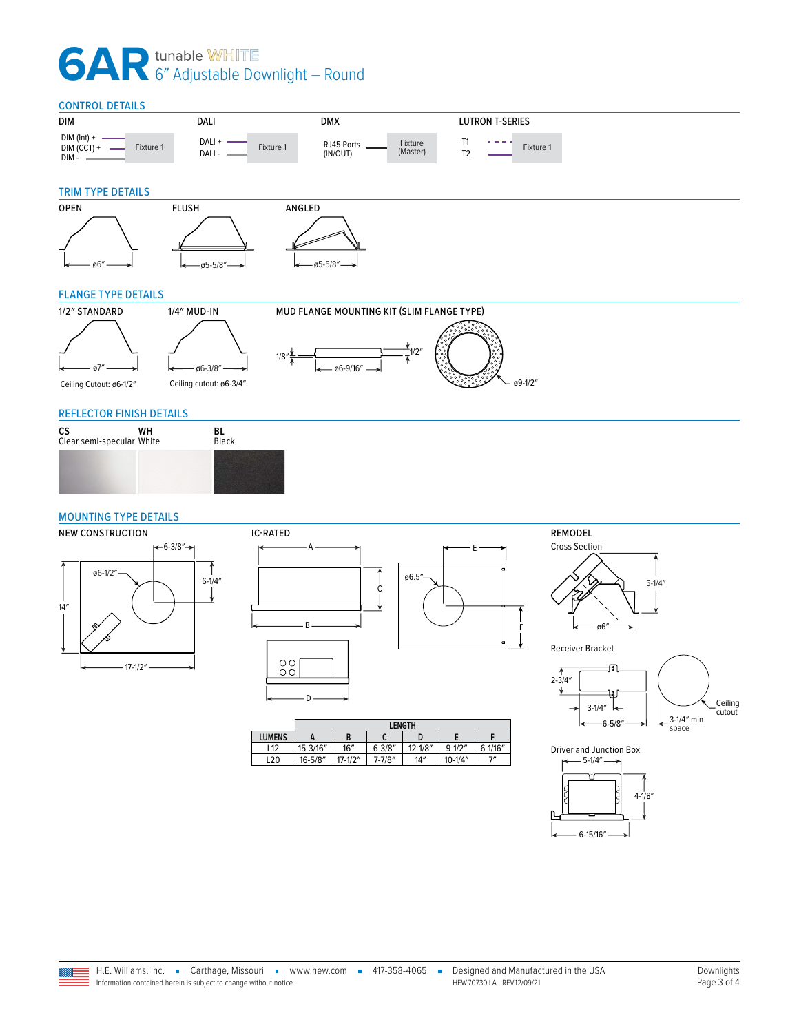# 6AR tunable WHITE
## 6″ Adjustable Downlight – Round

### CONTROL DETAILS

**DIM**
DIM (Int) +
DIM (CCT) +
DIM -
Fixture 1

**DALI**
DALI +
DALI -
Fixture 1

**DMX**
RJ45 Ports (IN/OUT)
Fixture (Master)

**LUTRON T-SERIES**
T1
T2
Fixture 1

### TRIM TYPE DETAILS

**OPEN**
ø6″

**FLUSH**
ø5-5/8″

**ANGLED**
ø5-5/8″

### FLANGE TYPE DETAILS

**1/2″ STANDARD**
ø7″
Ceiling Cutout: ø6-1/2″

**1/4″ MUD-IN**
ø6-3/8″
Ceiling cutout: ø6-3/4″

**MUD FLANGE MOUNTING KIT (SLIM FLANGE TYPE)**
1/8″
ø6-9/16″
1/2″
ø9-1/2″

### REFLECTOR FINISH DETAILS

**CS**
Clear semi-specular

**WH**
White

**BL**
Black

### MOUNTING TYPE DETAILS

**NEW CONSTRUCTION**
6-3/8″
ø6-1/2″
6-1/4″
14″
17-1/2″

**IC-RATED**
A
B
C
D
E
F
ø6.5″

| | LENGTH | | | | | |
|---|---|---|---|---|---|---|
| LUMENS | A | B | C | D | E | F |
| L12 | 15-3/16″ | 16″ | 6-3/8″ | 12-1/8″ | 9-1/2″ | 6-1/16″ |
| L20 | 16-5/8″ | 17-1/2″ | 7-7/8″ | 14″ | 10-1/4″ | 7″ |

**REMODEL**

Cross Section
5-1/4″
ø6″

Receiver Bracket
2-3/4″
3-1/4″
6-5/8″
Ceiling cutout
3-1/4″ min space

Driver and Junction Box
5-1/4″
4-1/8″
6-15/16″

H.E. Williams, Inc. ▪ Carthage, Missouri ▪ www.hew.com ▪ 417-358-4065 ▪ Designed and Manufactured in the USA
Information contained herein is subject to change without notice. HEW.70730.LA REV.12/09/21
Downlights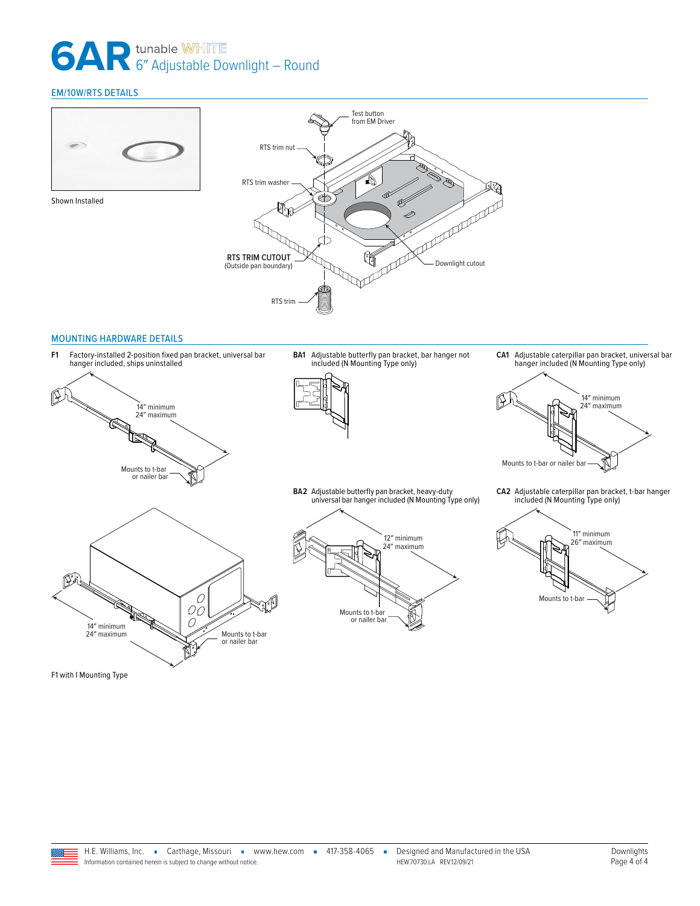# 6AR tunable WHITE 6" Adjustable Downlight – Round

## EM/10W/RTS DETAILS

Shown Installed

Test button from EM Driver

RTS trim nut

RTS trim washer

**RTS TRIM CUTOUT** (Outside pan boundary)

Downlight cutout

RTS trim

## MOUNTING HARDWARE DETAILS

**F1** Factory-installed 2-position fixed pan bracket, universal bar hanger included, ships uninstalled

14" minimum
24" maximum

Mounts to t-bar or nailer bar

14" minimum
24" maximum

Mounts to t-bar or nailer bar

F1 with I Mounting Type

**BA1** Adjustable butterfly pan bracket, bar hanger not included (N Mounting Type only)

**BA2** Adjustable butterfly pan bracket, heavy-duty universal bar hanger included (N Mounting Type only)

12" minimum
24" maximum

Mounts to t-bar or nailer bar

**CA1** Adjustable caterpillar pan bracket, universal bar hanger included (N Mounting Type only)

14" minimum
24" maximum

Mounts to t-bar or nailer bar

**CA2** Adjustable caterpillar pan bracket, t-bar hanger included (N Mounting Type only)

11" minimum
26" maximum

Mounts to t-bar

H.E. Williams, Inc. ▪ Carthage, Missouri ▪ www.hew.com ▪ 417-358-4065 ▪ Designed and Manufactured in the USA

Information contained herein is subject to change without notice. HEW.70730.LA REV.12/09/21